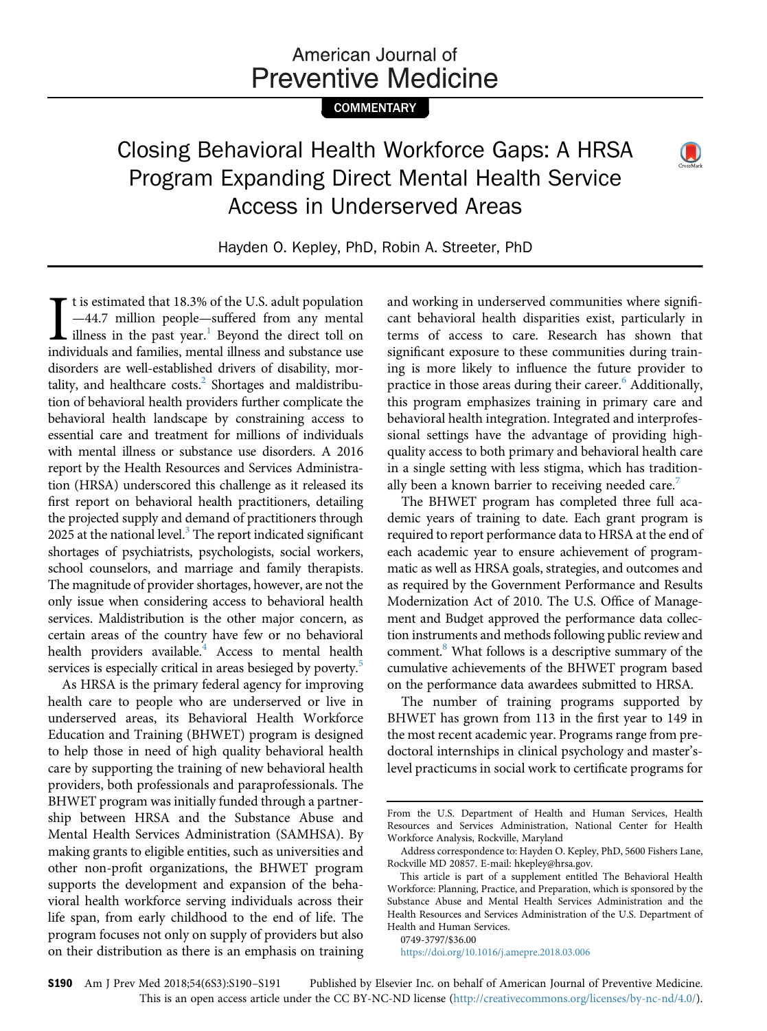American Journal of Preventive Medicine

COMMENTARY

# Closing Behavioral Health Workforce Gaps: A HRSA Program Expanding Direct Mental Health Service Access in Underserved Areas

Hayden O. Kepley, PhD, Robin A. Streeter, PhD

It is estimated that 18.3% of the U.S. adult population —44.7 million people—suffered from any mental illness in the past year.[1] Beyond the direct toll on individuals and families, mental illness and substance use disorders are well-established drivers of disability, mortality, and healthcare costs.[2] Shortages and maldistribution of behavioral health providers further complicate the behavioral health landscape by constraining access to essential care and treatment for millions of individuals with mental illness or substance use disorders. A 2016 report by the Health Resources and Services Administration (HRSA) underscored this challenge as it released its first report on behavioral health practitioners, detailing the projected supply and demand of practitioners through 2025 at the national level.[3] The report indicated significant shortages of psychiatrists, psychologists, social workers, school counselors, and marriage and family therapists. The magnitude of provider shortages, however, are not the only issue when considering access to behavioral health services. Maldistribution is the other major concern, as certain areas of the country have few or no behavioral health providers available.[4] Access to mental health services is especially critical in areas besieged by poverty.[5]

As HRSA is the primary federal agency for improving health care to people who are underserved or live in underserved areas, its Behavioral Health Workforce Education and Training (BHWET) program is designed to help those in need of high quality behavioral health care by supporting the training of new behavioral health providers, both professionals and paraprofessionals. The BHWET program was initially funded through a partnership between HRSA and the Substance Abuse and Mental Health Services Administration (SAMHSA). By making grants to eligible entities, such as universities and other non-profit organizations, the BHWET program supports the development and expansion of the behavioral health workforce serving individuals across their life span, from early childhood to the end of life. The program focuses not only on supply of providers but also on their distribution as there is an emphasis on training and working in underserved communities where significant behavioral health disparities exist, particularly in terms of access to care. Research has shown that significant exposure to these communities during training is more likely to influence the future provider to practice in those areas during their career.[6] Additionally, this program emphasizes training in primary care and behavioral health integration. Integrated and interprofessional settings have the advantage of providing high-quality access to both primary and behavioral health care in a single setting with less stigma, which has traditionally been a known barrier to receiving needed care.[7]

The BHWET program has completed three full academic years of training to date. Each grant program is required to report performance data to HRSA at the end of each academic year to ensure achievement of programmatic as well as HRSA goals, strategies, and outcomes and as required by the Government Performance and Results Modernization Act of 2010. The U.S. Office of Management and Budget approved the performance data collection instruments and methods following public review and comment.[8] What follows is a descriptive summary of the cumulative achievements of the BHWET program based on the performance data awardees submitted to HRSA.

The number of training programs supported by BHWET has grown from 113 in the first year to 149 in the most recent academic year. Programs range from predoctoral internships in clinical psychology and master's-level practicums in social work to certificate programs for

From the U.S. Department of Health and Human Services, Health Resources and Services Administration, National Center for Health Workforce Analysis, Rockville, Maryland

Address correspondence to: Hayden O. Kepley, PhD, 5600 Fishers Lane, Rockville MD 20857. E-mail: hkepley@hrsa.gov.

This article is part of a supplement entitled The Behavioral Health Workforce: Planning, Practice, and Preparation, which is sponsored by the Substance Abuse and Mental Health Services Administration and the Health Resources and Services Administration of the U.S. Department of Health and Human Services.

0749-3797/$36.00

https://doi.org/10.1016/j.amepre.2018.03.006

Published by Elsevier Inc. on behalf of American Journal of Preventive Medicine. This is an open access article under the CC BY-NC-ND license (http://creativecommons.org/licenses/by-nc-nd/4.0/).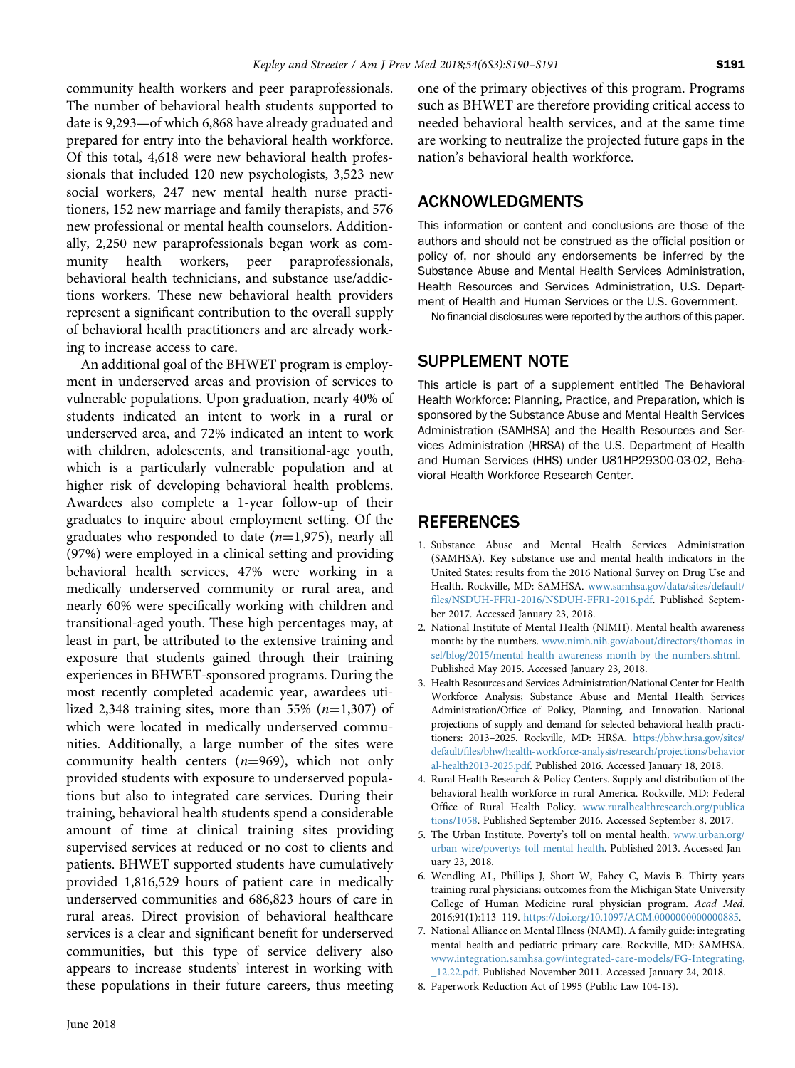community health workers and peer paraprofessionals. The number of behavioral health students supported to date is 9,293—of which 6,868 have already graduated and prepared for entry into the behavioral health workforce. Of this total, 4,618 were new behavioral health professionals that included 120 new psychologists, 3,523 new social workers, 247 new mental health nurse practitioners, 152 new marriage and family therapists, and 576 new professional or mental health counselors. Additionally, 2,250 new paraprofessionals began work as community health workers, peer paraprofessionals, behavioral health technicians, and substance use/addictions workers. These new behavioral health providers represent a significant contribution to the overall supply of behavioral health practitioners and are already working to increase access to care.

An additional goal of the BHWET program is employment in underserved areas and provision of services to vulnerable populations. Upon graduation, nearly 40% of students indicated an intent to work in a rural or underserved area, and 72% indicated an intent to work with children, adolescents, and transitional-age youth, which is a particularly vulnerable population and at higher risk of developing behavioral health problems. Awardees also complete a 1-year follow-up of their graduates to inquire about employment setting. Of the graduates who responded to date ($n$=1,975), nearly all (97%) were employed in a clinical setting and providing behavioral health services, 47% were working in a medically underserved community or rural area, and nearly 60% were specifically working with children and transitional-aged youth. These high percentages may, at least in part, be attributed to the extensive training and exposure that students gained through their training experiences in BHWET-sponsored programs. During the most recently completed academic year, awardees utilized 2,348 training sites, more than 55% ($n$=1,307) of which were located in medically underserved communities. Additionally, a large number of the sites were community health centers ($n$=969), which not only provided students with exposure to underserved populations but also to integrated care services. During their training, behavioral health students spend a considerable amount of time at clinical training sites providing supervised services at reduced or no cost to clients and patients. BHWET supported students have cumulatively provided 1,816,529 hours of patient care in medically underserved communities and 686,823 hours of care in rural areas. Direct provision of behavioral healthcare services is a clear and significant benefit for underserved communities, but this type of service delivery also appears to increase students' interest in working with these populations in their future careers, thus meeting one of the primary objectives of this program. Programs such as BHWET are therefore providing critical access to needed behavioral health services, and at the same time are working to neutralize the projected future gaps in the nation's behavioral health workforce.

## ACKNOWLEDGMENTS

This information or content and conclusions are those of the authors and should not be construed as the official position or policy of, nor should any endorsements be inferred by the Substance Abuse and Mental Health Services Administration, Health Resources and Services Administration, U.S. Department of Health and Human Services or the U.S. Government.

No financial disclosures were reported by the authors of this paper.

## SUPPLEMENT NOTE

This article is part of a supplement entitled The Behavioral Health Workforce: Planning, Practice, and Preparation, which is sponsored by the Substance Abuse and Mental Health Services Administration (SAMHSA) and the Health Resources and Services Administration (HRSA) of the U.S. Department of Health and Human Services (HHS) under U81HP29300-03-02, Behavioral Health Workforce Research Center.

## REFERENCES

1. Substance Abuse and Mental Health Services Administration (SAMHSA). Key substance use and mental health indicators in the United States: results from the 2016 National Survey on Drug Use and Health. Rockville, MD: SAMHSA. www.samhsa.gov/data/sites/default/files/NSDUH-FFR1-2016/NSDUH-FFR1-2016.pdf. Published September 2017. Accessed January 23, 2018.
2. National Institute of Mental Health (NIMH). Mental health awareness month: by the numbers. www.nimh.nih.gov/about/directors/thomas-insel/blog/2015/mental-health-awareness-month-by-the-numbers.shtml. Published May 2015. Accessed January 23, 2018.
3. Health Resources and Services Administration/National Center for Health Workforce Analysis; Substance Abuse and Mental Health Services Administration/Office of Policy, Planning, and Innovation. National projections of supply and demand for selected behavioral health practitioners: 2013–2025. Rockville, MD: HRSA. https://bhw.hrsa.gov/sites/default/files/bhw/health-workforce-analysis/research/projections/behavioral-health2013-2025.pdf. Published 2016. Accessed January 18, 2018.
4. Rural Health Research & Policy Centers. Supply and distribution of the behavioral health workforce in rural America. Rockville, MD: Federal Office of Rural Health Policy. www.ruralhealthresearch.org/publications/1058. Published September 2016. Accessed September 8, 2017.
5. The Urban Institute. Poverty's toll on mental health. www.urban.org/urban-wire/povertys-toll-mental-health. Published 2013. Accessed January 23, 2018.
6. Wendling AL, Phillips J, Short W, Fahey C, Mavis B. Thirty years training rural physicians: outcomes from the Michigan State University College of Human Medicine rural physician program. *Acad Med*. 2016;91(1):113–119. https://doi.org/10.1097/ACM.0000000000000885.
7. National Alliance on Mental Illness (NAMI). A family guide: integrating mental health and pediatric primary care. Rockville, MD: SAMHSA. www.integration.samhsa.gov/integrated-care-models/FG-Integrating,_12.22.pdf. Published November 2011. Accessed January 24, 2018.
8. Paperwork Reduction Act of 1995 (Public Law 104-13).